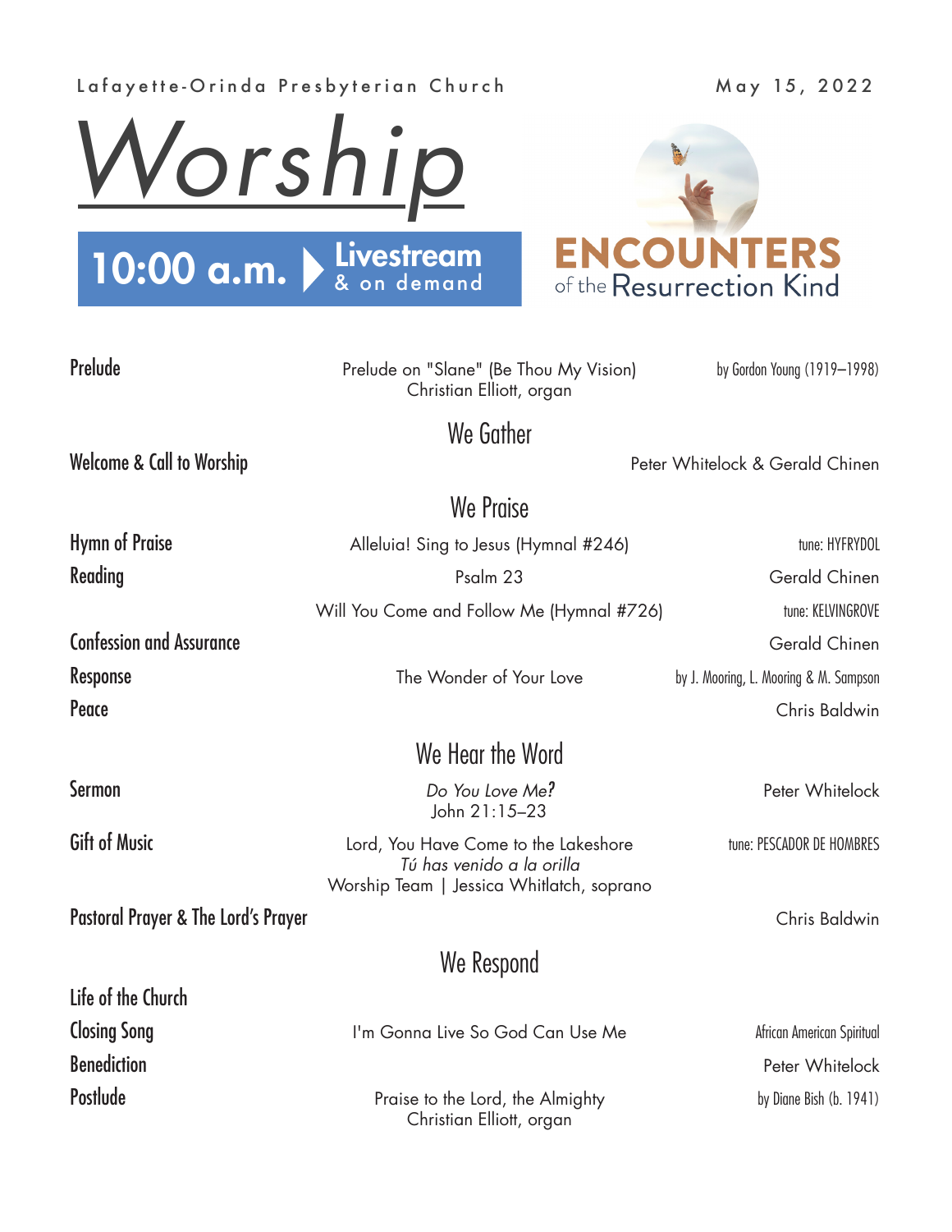Lafayette-Orinda Presbyterian Church

May 15, 2022

# Worship

**10:00 a.m.** Livestream & on demand

**ENCOUNTERS** of the Resurrection Kind

| | | |
|---|---|---|
| **Prelude** | Prelude on "Slane" (Be Thou My Vision)<br>Christian Elliott, organ | by Gordon Young (1919–1998) |

## We Gather

| | | |
|---|---|---|
| **Welcome & Call to Worship** | | Peter Whitelock & Gerald Chinen |

## We Praise

| | | |
|---|---|---|
| **Hymn of Praise** | Alleluia! Sing to Jesus (Hymnal #246) | tune: HYFRYDOL |
| **Reading** | Psalm 23 | Gerald Chinen |
| | Will You Come and Follow Me (Hymnal #726) | tune: KELVINGROVE |
| **Confession and Assurance** | | Gerald Chinen |
| **Response** | The Wonder of Your Love | by J. Mooring, L. Mooring & M. Sampson |
| **Peace** | | Chris Baldwin |

## We Hear the Word

| | | |
|---|---|---|
| **Sermon** | *Do You Love Me?*<br>John 21:15–23 | Peter Whitelock |
| **Gift of Music** | Lord, You Have Come to the Lakeshore<br>*Tú has venido a la orilla*<br>Worship Team \| Jessica Whitlatch, soprano | tune: PESCADOR DE HOMBRES |
| **Pastoral Prayer & The Lord's Prayer** | | Chris Baldwin |

## We Respond

| | | |
|---|---|---|
| **Life of the Church** | | |
| **Closing Song** | I'm Gonna Live So God Can Use Me | African American Spiritual |
| **Benediction** | | Peter Whitelock |
| **Postlude** | Praise to the Lord, the Almighty<br>Christian Elliott, organ | by Diane Bish (b. 1941) |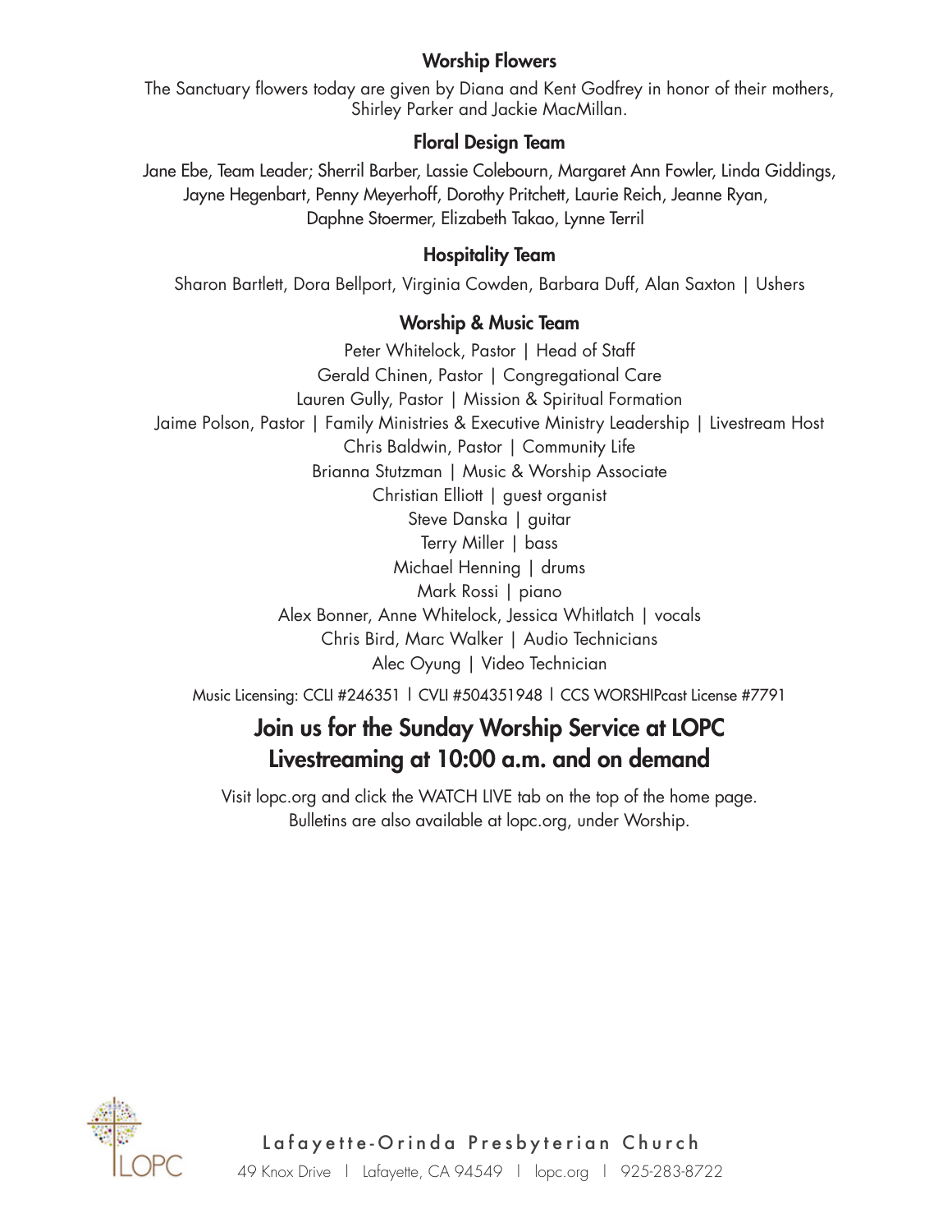## Worship Flowers

The Sanctuary flowers today are given by Diana and Kent Godfrey in honor of their mothers, Shirley Parker and Jackie MacMillan.

## Floral Design Team

Jane Ebe, Team Leader; Sherril Barber, Lassie Colebourn, Margaret Ann Fowler, Linda Giddings, Jayne Hegenbart, Penny Meyerhoff, Dorothy Pritchett, Laurie Reich, Jeanne Ryan, Daphne Stoermer, Elizabeth Takao, Lynne Terril

## Hospitality Team

Sharon Bartlett, Dora Bellport, Virginia Cowden, Barbara Duff, Alan Saxton | Ushers

## Worship & Music Team

Peter Whitelock, Pastor | Head of Staff
Gerald Chinen, Pastor | Congregational Care
Lauren Gully, Pastor | Mission & Spiritual Formation
Jaime Polson, Pastor | Family Ministries & Executive Ministry Leadership | Livestream Host
Chris Baldwin, Pastor | Community Life
Brianna Stutzman | Music & Worship Associate
Christian Elliott | guest organist
Steve Danska | guitar
Terry Miller | bass
Michael Henning | drums
Mark Rossi | piano
Alex Bonner, Anne Whitelock, Jessica Whitlatch | vocals
Chris Bird, Marc Walker | Audio Technicians
Alec Oyung | Video Technician

Music Licensing: CCLI #246351 | CVLI #504351948 | CCS WORSHIPcast License #7791

## Join us for the Sunday Worship Service at LOPC Livestreaming at 10:00 a.m. and on demand

Visit lopc.org and click the WATCH LIVE tab on the top of the home page.
Bulletins are also available at lopc.org, under Worship.

Lafayette-Orinda Presbyterian Church
49 Knox Drive | Lafayette, CA 94549 | lopc.org | 925-283-8722